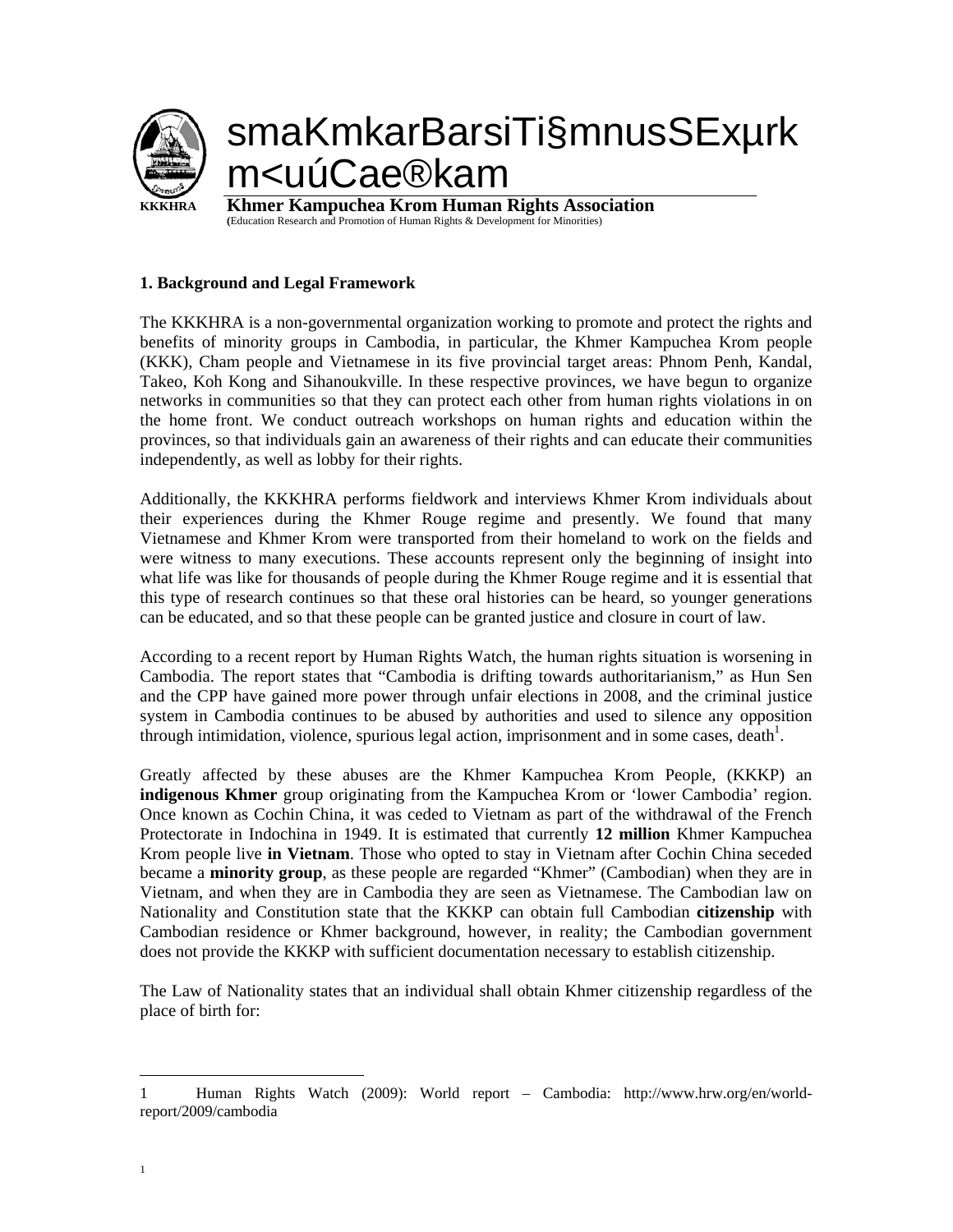KKKHRA

smaKmkarBarsiTi§mnusSExµrk m<uúCae®kam

**Khmer Kampuchea Krom Human Rights Association**

(Education Research and Promotion of Human Rights & Development for Minorities)

## 1. Background and Legal Framework

The KKKHRA is a non-governmental organization working to promote and protect the rights and benefits of minority groups in Cambodia, in particular, the Khmer Kampuchea Krom people (KKK), Cham people and Vietnamese in its five provincial target areas: Phnom Penh, Kandal, Takeo, Koh Kong and Sihanoukville. In these respective provinces, we have begun to organize networks in communities so that they can protect each other from human rights violations in on the home front. We conduct outreach workshops on human rights and education within the provinces, so that individuals gain an awareness of their rights and can educate their communities independently, as well as lobby for their rights.

Additionally, the KKKHRA performs fieldwork and interviews Khmer Krom individuals about their experiences during the Khmer Rouge regime and presently. We found that many Vietnamese and Khmer Krom were transported from their homeland to work on the fields and were witness to many executions. These accounts represent only the beginning of insight into what life was like for thousands of people during the Khmer Rouge regime and it is essential that this type of research continues so that these oral histories can be heard, so younger generations can be educated, and so that these people can be granted justice and closure in court of law.

According to a recent report by Human Rights Watch, the human rights situation is worsening in Cambodia. The report states that "Cambodia is drifting towards authoritarianism," as Hun Sen and the CPP have gained more power through unfair elections in 2008, and the criminal justice system in Cambodia continues to be abused by authorities and used to silence any opposition through intimidation, violence, spurious legal action, imprisonment and in some cases, death[1].

Greatly affected by these abuses are the Khmer Kampuchea Krom People, (KKKP) an **indigenous Khmer** group originating from the Kampuchea Krom or 'lower Cambodia' region. Once known as Cochin China, it was ceded to Vietnam as part of the withdrawal of the French Protectorate in Indochina in 1949. It is estimated that currently **12 million** Khmer Kampuchea Krom people live **in Vietnam**. Those who opted to stay in Vietnam after Cochin China seceded became a **minority group**, as these people are regarded "Khmer" (Cambodian) when they are in Vietnam, and when they are in Cambodia they are seen as Vietnamese. The Cambodian law on Nationality and Constitution state that the KKKP can obtain full Cambodian **citizenship** with Cambodian residence or Khmer background, however, in reality; the Cambodian government does not provide the KKKP with sufficient documentation necessary to establish citizenship.

The Law of Nationality states that an individual shall obtain Khmer citizenship regardless of the place of birth for:

---

1 Human Rights Watch (2009): World report – Cambodia: http://www.hrw.org/en/world-report/2009/cambodia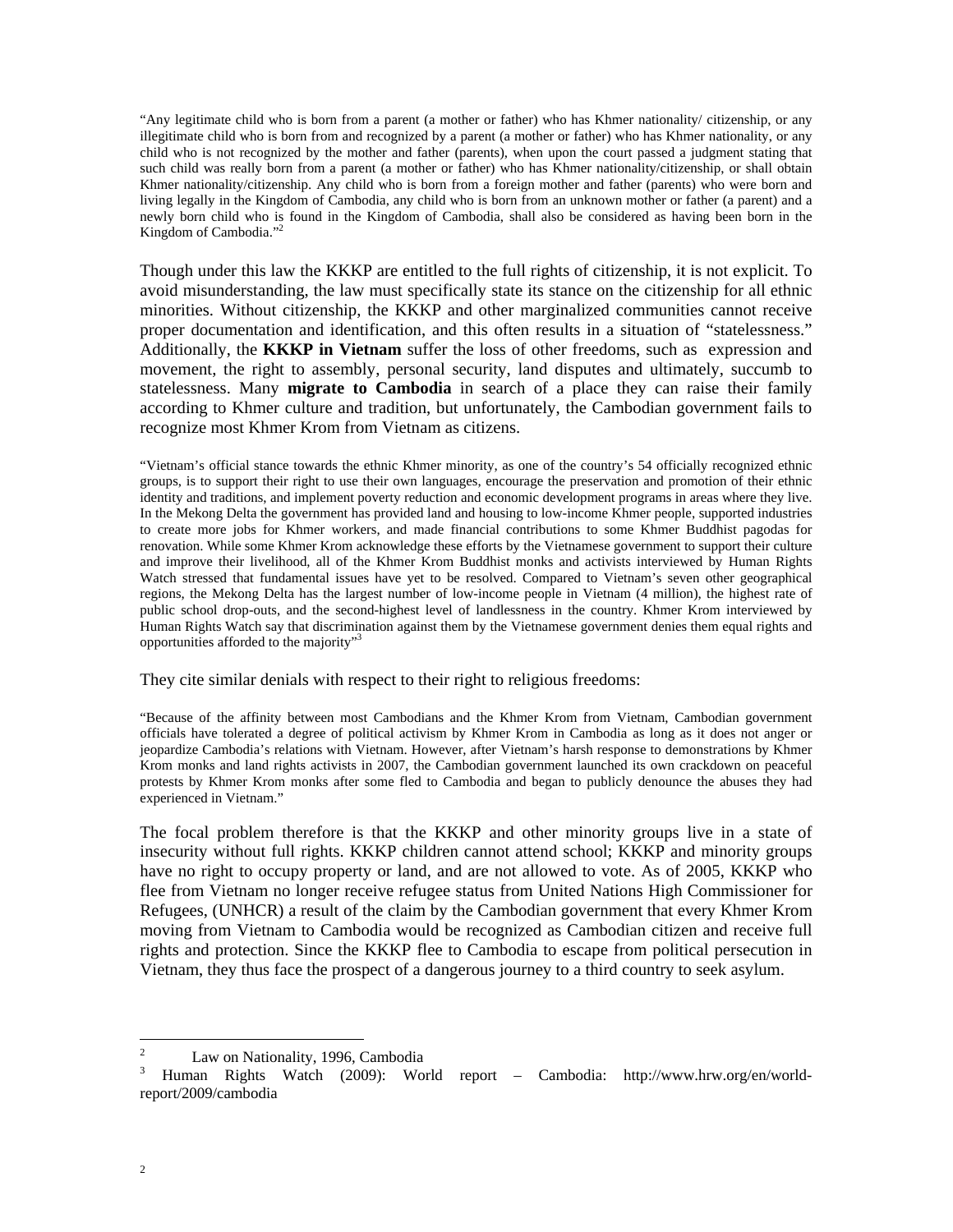"Any legitimate child who is born from a parent (a mother or father) who has Khmer nationality/ citizenship, or any illegitimate child who is born from and recognized by a parent (a mother or father) who has Khmer nationality, or any child who is not recognized by the mother and father (parents), when upon the court passed a judgment stating that such child was really born from a parent (a mother or father) who has Khmer nationality/citizenship, or shall obtain Khmer nationality/citizenship. Any child who is born from a foreign mother and father (parents) who were born and living legally in the Kingdom of Cambodia, any child who is born from an unknown mother or father (a parent) and a newly born child who is found in the Kingdom of Cambodia, shall also be considered as having been born in the Kingdom of Cambodia."[2]

Though under this law the KKKP are entitled to the full rights of citizenship, it is not explicit. To avoid misunderstanding, the law must specifically state its stance on the citizenship for all ethnic minorities. Without citizenship, the KKKP and other marginalized communities cannot receive proper documentation and identification, and this often results in a situation of "statelessness." Additionally, the **KKKP in Vietnam** suffer the loss of other freedoms, such as expression and movement, the right to assembly, personal security, land disputes and ultimately, succumb to statelessness. Many **migrate to Cambodia** in search of a place they can raise their family according to Khmer culture and tradition, but unfortunately, the Cambodian government fails to recognize most Khmer Krom from Vietnam as citizens.

"Vietnam's official stance towards the ethnic Khmer minority, as one of the country's 54 officially recognized ethnic groups, is to support their right to use their own languages, encourage the preservation and promotion of their ethnic identity and traditions, and implement poverty reduction and economic development programs in areas where they live. In the Mekong Delta the government has provided land and housing to low-income Khmer people, supported industries to create more jobs for Khmer workers, and made financial contributions to some Khmer Buddhist pagodas for renovation. While some Khmer Krom acknowledge these efforts by the Vietnamese government to support their culture and improve their livelihood, all of the Khmer Krom Buddhist monks and activists interviewed by Human Rights Watch stressed that fundamental issues have yet to be resolved. Compared to Vietnam's seven other geographical regions, the Mekong Delta has the largest number of low-income people in Vietnam (4 million), the highest rate of public school drop-outs, and the second-highest level of landlessness in the country. Khmer Krom interviewed by Human Rights Watch say that discrimination against them by the Vietnamese government denies them equal rights and opportunities afforded to the majority"[3]

They cite similar denials with respect to their right to religious freedoms:

"Because of the affinity between most Cambodians and the Khmer Krom from Vietnam, Cambodian government officials have tolerated a degree of political activism by Khmer Krom in Cambodia as long as it does not anger or jeopardize Cambodia's relations with Vietnam. However, after Vietnam's harsh response to demonstrations by Khmer Krom monks and land rights activists in 2007, the Cambodian government launched its own crackdown on peaceful protests by Khmer Krom monks after some fled to Cambodia and began to publicly denounce the abuses they had experienced in Vietnam."

The focal problem therefore is that the KKKP and other minority groups live in a state of insecurity without full rights. KKKP children cannot attend school; KKKP and minority groups have no right to occupy property or land, and are not allowed to vote. As of 2005, KKKP who flee from Vietnam no longer receive refugee status from United Nations High Commissioner for Refugees, (UNHCR) a result of the claim by the Cambodian government that every Khmer Krom moving from Vietnam to Cambodia would be recognized as Cambodian citizen and receive full rights and protection. Since the KKKP flee to Cambodia to escape from political persecution in Vietnam, they thus face the prospect of a dangerous journey to a third country to seek asylum.

---

[2] Law on Nationality, 1996, Cambodia

[3] Human Rights Watch (2009): World report – Cambodia: http://www.hrw.org/en/world-report/2009/cambodia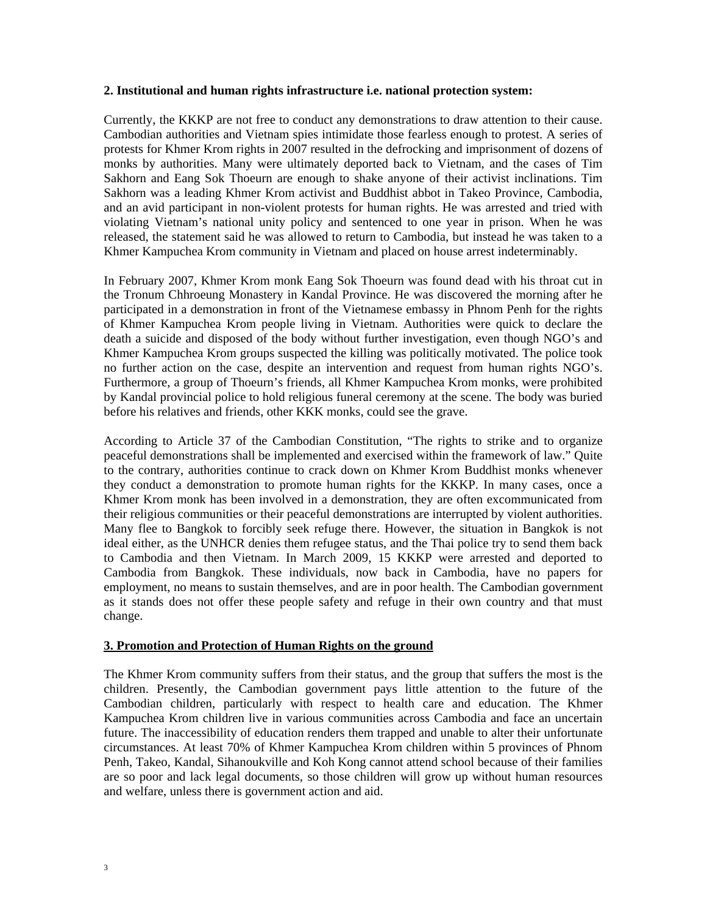**2. Institutional and human rights infrastructure i.e. national protection system:**

Currently, the KKKP are not free to conduct any demonstrations to draw attention to their cause. Cambodian authorities and Vietnam spies intimidate those fearless enough to protest. A series of protests for Khmer Krom rights in 2007 resulted in the defrocking and imprisonment of dozens of monks by authorities. Many were ultimately deported back to Vietnam, and the cases of Tim Sakhorn and Eang Sok Thoeurn are enough to shake anyone of their activist inclinations. Tim Sakhorn was a leading Khmer Krom activist and Buddhist abbot in Takeo Province, Cambodia, and an avid participant in non-violent protests for human rights. He was arrested and tried with violating Vietnam's national unity policy and sentenced to one year in prison. When he was released, the statement said he was allowed to return to Cambodia, but instead he was taken to a Khmer Kampuchea Krom community in Vietnam and placed on house arrest indeterminably.

In February 2007, Khmer Krom monk Eang Sok Thoeurn was found dead with his throat cut in the Tronum Chhroeung Monastery in Kandal Province. He was discovered the morning after he participated in a demonstration in front of the Vietnamese embassy in Phnom Penh for the rights of Khmer Kampuchea Krom people living in Vietnam. Authorities were quick to declare the death a suicide and disposed of the body without further investigation, even though NGO's and Khmer Kampuchea Krom groups suspected the killing was politically motivated. The police took no further action on the case, despite an intervention and request from human rights NGO's. Furthermore, a group of Thoeurn's friends, all Khmer Kampuchea Krom monks, were prohibited by Kandal provincial police to hold religious funeral ceremony at the scene. The body was buried before his relatives and friends, other KKK monks, could see the grave.

According to Article 37 of the Cambodian Constitution, "The rights to strike and to organize peaceful demonstrations shall be implemented and exercised within the framework of law." Quite to the contrary, authorities continue to crack down on Khmer Krom Buddhist monks whenever they conduct a demonstration to promote human rights for the KKKP. In many cases, once a Khmer Krom monk has been involved in a demonstration, they are often excommunicated from their religious communities or their peaceful demonstrations are interrupted by violent authorities. Many flee to Bangkok to forcibly seek refuge there. However, the situation in Bangkok is not ideal either, as the UNHCR denies them refugee status, and the Thai police try to send them back to Cambodia and then Vietnam. In March 2009, 15 KKKP were arrested and deported to Cambodia from Bangkok. These individuals, now back in Cambodia, have no papers for employment, no means to sustain themselves, and are in poor health. The Cambodian government as it stands does not offer these people safety and refuge in their own country and that must change.

**3. Promotion and Protection of Human Rights on the ground**

The Khmer Krom community suffers from their status, and the group that suffers the most is the children. Presently, the Cambodian government pays little attention to the future of the Cambodian children, particularly with respect to health care and education. The Khmer Kampuchea Krom children live in various communities across Cambodia and face an uncertain future. The inaccessibility of education renders them trapped and unable to alter their unfortunate circumstances. At least 70% of Khmer Kampuchea Krom children within 5 provinces of Phnom Penh, Takeo, Kandal, Sihanoukville and Koh Kong cannot attend school because of their families are so poor and lack legal documents, so those children will grow up without human resources and welfare, unless there is government action and aid.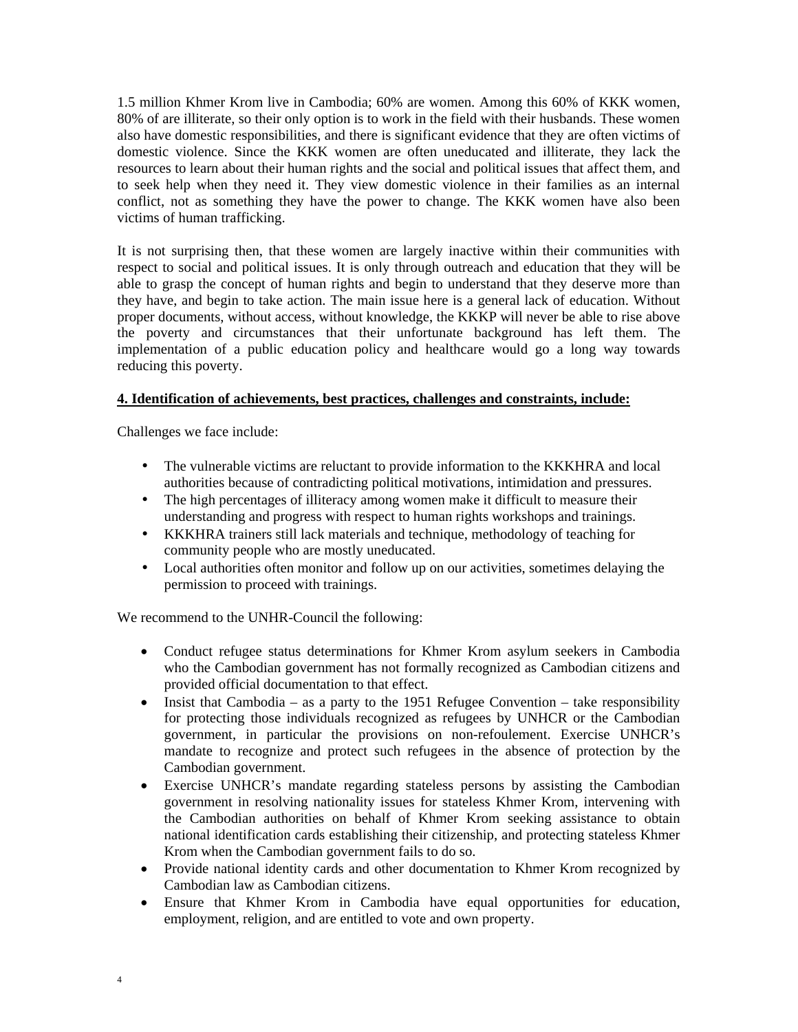1.5 million Khmer Krom live in Cambodia; 60% are women. Among this 60% of KKK women, 80% of are illiterate, so their only option is to work in the field with their husbands. These women also have domestic responsibilities, and there is significant evidence that they are often victims of domestic violence. Since the KKK women are often uneducated and illiterate, they lack the resources to learn about their human rights and the social and political issues that affect them, and to seek help when they need it. They view domestic violence in their families as an internal conflict, not as something they have the power to change. The KKK women have also been victims of human trafficking.

It is not surprising then, that these women are largely inactive within their communities with respect to social and political issues. It is only through outreach and education that they will be able to grasp the concept of human rights and begin to understand that they deserve more than they have, and begin to take action. The main issue here is a general lack of education. Without proper documents, without access, without knowledge, the KKKP will never be able to rise above the poverty and circumstances that their unfortunate background has left them. The implementation of a public education policy and healthcare would go a long way towards reducing this poverty.

**4. Identification of achievements, best practices, challenges and constraints, include:**

Challenges we face include:

- The vulnerable victims are reluctant to provide information to the KKKHRA and local authorities because of contradicting political motivations, intimidation and pressures.
- The high percentages of illiteracy among women make it difficult to measure their understanding and progress with respect to human rights workshops and trainings.
- KKKHRA trainers still lack materials and technique, methodology of teaching for community people who are mostly uneducated.
- Local authorities often monitor and follow up on our activities, sometimes delaying the permission to proceed with trainings.

We recommend to the UNHR-Council the following:

- Conduct refugee status determinations for Khmer Krom asylum seekers in Cambodia who the Cambodian government has not formally recognized as Cambodian citizens and provided official documentation to that effect.
- Insist that Cambodia – as a party to the 1951 Refugee Convention – take responsibility for protecting those individuals recognized as refugees by UNHCR or the Cambodian government, in particular the provisions on non-refoulement. Exercise UNHCR's mandate to recognize and protect such refugees in the absence of protection by the Cambodian government.
- Exercise UNHCR's mandate regarding stateless persons by assisting the Cambodian government in resolving nationality issues for stateless Khmer Krom, intervening with the Cambodian authorities on behalf of Khmer Krom seeking assistance to obtain national identification cards establishing their citizenship, and protecting stateless Khmer Krom when the Cambodian government fails to do so.
- Provide national identity cards and other documentation to Khmer Krom recognized by Cambodian law as Cambodian citizens.
- Ensure that Khmer Krom in Cambodia have equal opportunities for education, employment, religion, and are entitled to vote and own property.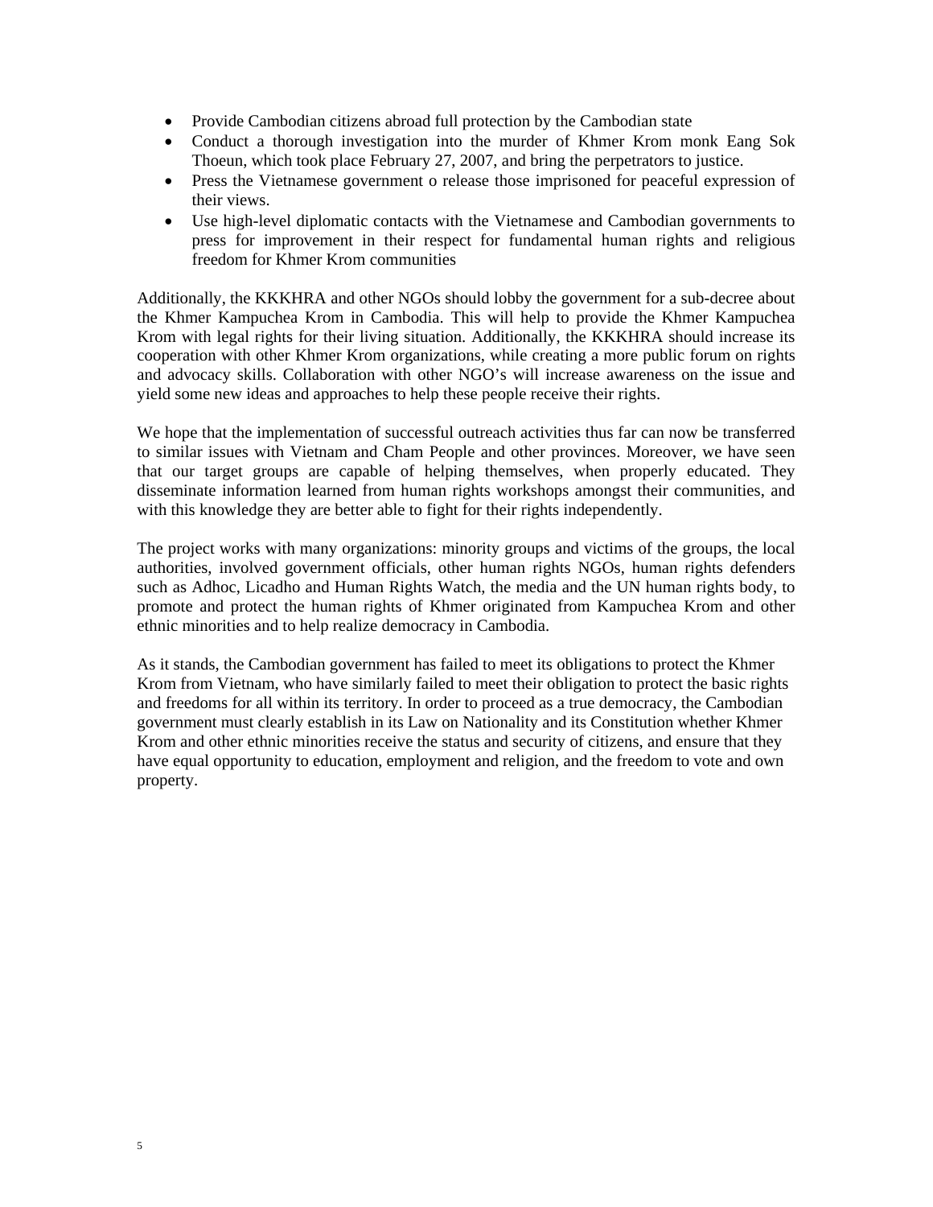- Provide Cambodian citizens abroad full protection by the Cambodian state
- Conduct a thorough investigation into the murder of Khmer Krom monk Eang Sok Thoeun, which took place February 27, 2007, and bring the perpetrators to justice.
- Press the Vietnamese government o release those imprisoned for peaceful expression of their views.
- Use high-level diplomatic contacts with the Vietnamese and Cambodian governments to press for improvement in their respect for fundamental human rights and religious freedom for Khmer Krom communities

Additionally, the KKKHRA and other NGOs should lobby the government for a sub-decree about the Khmer Kampuchea Krom in Cambodia. This will help to provide the Khmer Kampuchea Krom with legal rights for their living situation. Additionally, the KKKHRA should increase its cooperation with other Khmer Krom organizations, while creating a more public forum on rights and advocacy skills. Collaboration with other NGO's will increase awareness on the issue and yield some new ideas and approaches to help these people receive their rights.

We hope that the implementation of successful outreach activities thus far can now be transferred to similar issues with Vietnam and Cham People and other provinces. Moreover, we have seen that our target groups are capable of helping themselves, when properly educated. They disseminate information learned from human rights workshops amongst their communities, and with this knowledge they are better able to fight for their rights independently.

The project works with many organizations: minority groups and victims of the groups, the local authorities, involved government officials, other human rights NGOs, human rights defenders such as Adhoc, Licadho and Human Rights Watch, the media and the UN human rights body, to promote and protect the human rights of Khmer originated from Kampuchea Krom and other ethnic minorities and to help realize democracy in Cambodia.

As it stands, the Cambodian government has failed to meet its obligations to protect the Khmer Krom from Vietnam, who have similarly failed to meet their obligation to protect the basic rights and freedoms for all within its territory. In order to proceed as a true democracy, the Cambodian government must clearly establish in its Law on Nationality and its Constitution whether Khmer Krom and other ethnic minorities receive the status and security of citizens, and ensure that they have equal opportunity to education, employment and religion, and the freedom to vote and own property.